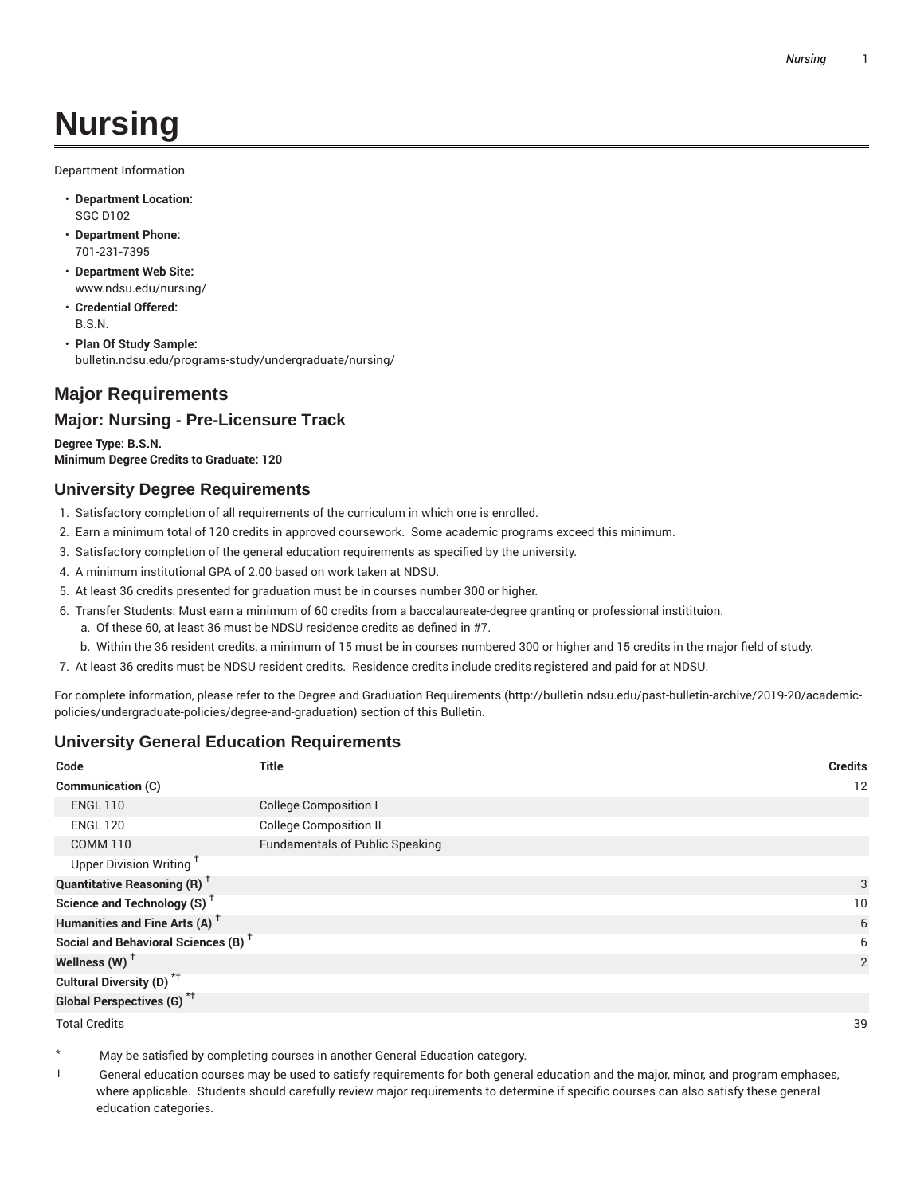# Nursing

Department Information

- **Department Location:** SGC D102
- **Department Phone:** 701-231-7395
- **Department Web Site:** www.ndsu.edu/nursing/
- **Credential Offered:** B.S.N.
- **Plan Of Study Sample:** bulletin.ndsu.edu/programs-study/undergraduate/nursing/

## Major Requirements

### Major: Nursing - Pre-Licensure Track

**Degree Type: B.S.N.**
**Minimum Degree Credits to Graduate: 120**

### University Degree Requirements

1. Satisfactory completion of all requirements of the curriculum in which one is enrolled.
2. Earn a minimum total of 120 credits in approved coursework. Some academic programs exceed this minimum.
3. Satisfactory completion of the general education requirements as specified by the university.
4. A minimum institutional GPA of 2.00 based on work taken at NDSU.
5. At least 36 credits presented for graduation must be in courses number 300 or higher.
6. Transfer Students: Must earn a minimum of 60 credits from a baccalaureate-degree granting or professional instititution.
   a. Of these 60, at least 36 must be NDSU residence credits as defined in #7.
   b. Within the 36 resident credits, a minimum of 15 must be in courses numbered 300 or higher and 15 credits in the major field of study.
7. At least 36 credits must be NDSU resident credits. Residence credits include credits registered and paid for at NDSU.

For complete information, please refer to the Degree and Graduation Requirements (http://bulletin.ndsu.edu/past-bulletin-archive/2019-20/academic-policies/undergraduate-policies/degree-and-graduation) section of this Bulletin.

### University General Education Requirements

| Code | Title | Credits |
|---|---|---|
| **Communication (C)** | | 12 |
| ENGL 110 | College Composition I | |
| ENGL 120 | College Composition II | |
| COMM 110 | Fundamentals of Public Speaking | |
| Upper Division Writing † | | |
| **Quantitative Reasoning (R)** † | | 3 |
| **Science and Technology (S)** † | | 10 |
| **Humanities and Fine Arts (A)** † | | 6 |
| **Social and Behavioral Sciences (B)** † | | 6 |
| **Wellness (W)** † | | 2 |
| **Cultural Diversity (D)** *† | | |
| **Global Perspectives (G)** *† | | |
| Total Credits | | 39 |

\* May be satisfied by completing courses in another General Education category.

† General education courses may be used to satisfy requirements for both general education and the major, minor, and program emphases, where applicable. Students should carefully review major requirements to determine if specific courses can also satisfy these general education categories.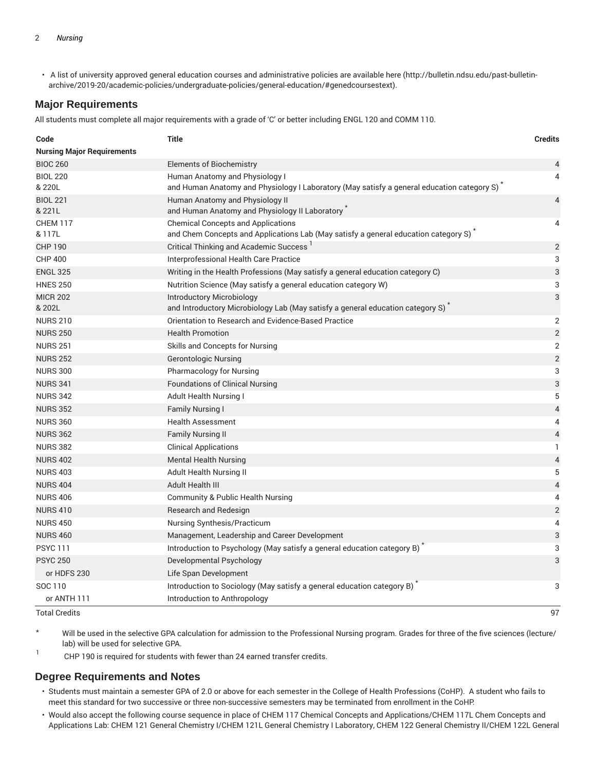- A list of university approved general education courses and administrative policies are available here (http://bulletin.ndsu.edu/past-bulletin-archive/2019-20/academic-policies/undergraduate-policies/general-education/#genedcoursestext).

## Major Requirements

All students must complete all major requirements with a grade of 'C' or better including ENGL 120 and COMM 110.

| Code | Title | Credits |
|---|---|---|
| **Nursing Major Requirements** | | |
| BIOC 260 | Elements of Biochemistry | 4 |
| BIOL 220<br>& 220L | Human Anatomy and Physiology I<br>and Human Anatomy and Physiology I Laboratory (May satisfy a general education category S) * | 4 |
| BIOL 221<br>& 221L | Human Anatomy and Physiology II<br>and Human Anatomy and Physiology II Laboratory * | 4 |
| CHEM 117<br>& 117L | Chemical Concepts and Applications<br>and Chem Concepts and Applications Lab (May satisfy a general education category S) * | 4 |
| CHP 190 | Critical Thinking and Academic Success [1] | 2 |
| CHP 400 | Interprofessional Health Care Practice | 3 |
| ENGL 325 | Writing in the Health Professions (May satisfy a general education category C) | 3 |
| HNES 250 | Nutrition Science (May satisfy a general education category W) | 3 |
| MICR 202<br>& 202L | Introductory Microbiology<br>and Introductory Microbiology Lab (May satisfy a general education category S) * | 3 |
| NURS 210 | Orientation to Research and Evidence-Based Practice | 2 |
| NURS 250 | Health Promotion | 2 |
| NURS 251 | Skills and Concepts for Nursing | 2 |
| NURS 252 | Gerontologic Nursing | 2 |
| NURS 300 | Pharmacology for Nursing | 3 |
| NURS 341 | Foundations of Clinical Nursing | 3 |
| NURS 342 | Adult Health Nursing I | 5 |
| NURS 352 | Family Nursing I | 4 |
| NURS 360 | Health Assessment | 4 |
| NURS 362 | Family Nursing II | 4 |
| NURS 382 | Clinical Applications | 1 |
| NURS 402 | Mental Health Nursing | 4 |
| NURS 403 | Adult Health Nursing II | 5 |
| NURS 404 | Adult Health III | 4 |
| NURS 406 | Community & Public Health Nursing | 4 |
| NURS 410 | Research and Redesign | 2 |
| NURS 450 | Nursing Synthesis/Practicum | 4 |
| NURS 460 | Management, Leadership and Career Development | 3 |
| PSYC 111 | Introduction to Psychology (May satisfy a general education category B) * | 3 |
| PSYC 250 | Developmental Psychology | 3 |
| or HDFS 230 | Life Span Development | |
| SOC 110 | Introduction to Sociology (May satisfy a general education category B) * | 3 |
| or ANTH 111 | Introduction to Anthropology | |
| Total Credits | | 97 |

\* Will be used in the selective GPA calculation for admission to the Professional Nursing program. Grades for three of the five sciences (lecture/lab) will be used for selective GPA.

[1] CHP 190 is required for students with fewer than 24 earned transfer credits.

## Degree Requirements and Notes

- Students must maintain a semester GPA of 2.0 or above for each semester in the College of Health Professions (CoHP). A student who fails to meet this standard for two successive or three non-successive semesters may be terminated from enrollment in the CoHP.
- Would also accept the following course sequence in place of CHEM 117 Chemical Concepts and Applications/CHEM 117L Chem Concepts and Applications Lab: CHEM 121 General Chemistry I/CHEM 121L General Chemistry I Laboratory, CHEM 122 General Chemistry II/CHEM 122L General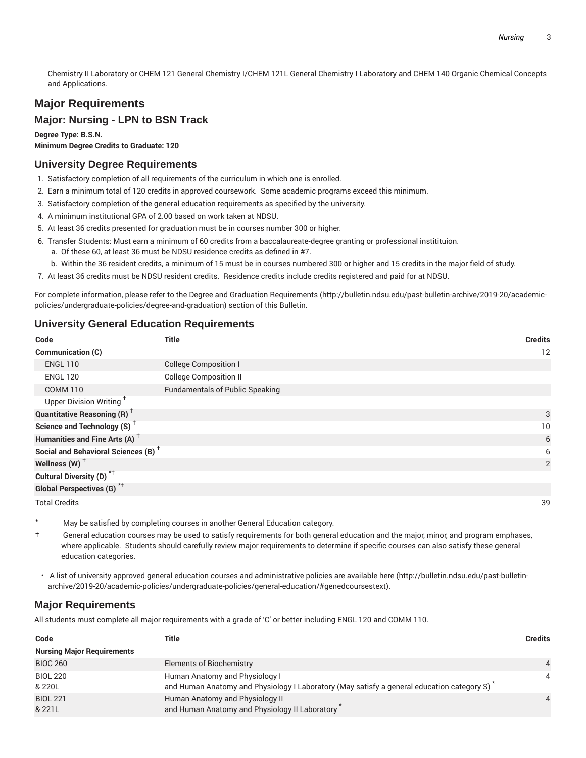Chemistry II Laboratory or CHEM 121 General Chemistry I/CHEM 121L General Chemistry I Laboratory and CHEM 140 Organic Chemical Concepts and Applications.

## Major Requirements

### Major: Nursing - LPN to BSN Track

**Degree Type: B.S.N.**
**Minimum Degree Credits to Graduate: 120**

### University Degree Requirements

1. Satisfactory completion of all requirements of the curriculum in which one is enrolled.
2. Earn a minimum total of 120 credits in approved coursework. Some academic programs exceed this minimum.
3. Satisfactory completion of the general education requirements as specified by the university.
4. A minimum institutional GPA of 2.00 based on work taken at NDSU.
5. At least 36 credits presented for graduation must be in courses number 300 or higher.
6. Transfer Students: Must earn a minimum of 60 credits from a baccalaureate-degree granting or professional instititution.
   a. Of these 60, at least 36 must be NDSU residence credits as defined in #7.
   b. Within the 36 resident credits, a minimum of 15 must be in courses numbered 300 or higher and 15 credits in the major field of study.
7. At least 36 credits must be NDSU resident credits. Residence credits include credits registered and paid for at NDSU.

For complete information, please refer to the Degree and Graduation Requirements (http://bulletin.ndsu.edu/past-bulletin-archive/2019-20/academic-policies/undergraduate-policies/degree-and-graduation) section of this Bulletin.

### University General Education Requirements

| Code | Title | Credits |
|---|---|---|
| **Communication (C)** | | 12 |
| ENGL 110 | College Composition I | |
| ENGL 120 | College Composition II | |
| COMM 110 | Fundamentals of Public Speaking | |
| Upper Division Writing † | | |
| **Quantitative Reasoning (R) †** | | 3 |
| **Science and Technology (S) †** | | 10 |
| **Humanities and Fine Arts (A) †** | | 6 |
| **Social and Behavioral Sciences (B) †** | | 6 |
| **Wellness (W) †** | | 2 |
| **Cultural Diversity (D) *†** | | |
| **Global Perspectives (G) *†** | | |
| Total Credits | | 39 |

\* May be satisfied by completing courses in another General Education category.

† General education courses may be used to satisfy requirements for both general education and the major, minor, and program emphases, where applicable. Students should carefully review major requirements to determine if specific courses can also satisfy these general education categories.

- A list of university approved general education courses and administrative policies are available here (http://bulletin.ndsu.edu/past-bulletin-archive/2019-20/academic-policies/undergraduate-policies/general-education/#genedcoursestext).

### Major Requirements

All students must complete all major requirements with a grade of 'C' or better including ENGL 120 and COMM 110.

| Code | Title | Credits |
|---|---|---|
| **Nursing Major Requirements** | | |
| BIOC 260 | Elements of Biochemistry | 4 |
| BIOL 220 & 220L | Human Anatomy and Physiology I and Human Anatomy and Physiology I Laboratory (May satisfy a general education category S) * | 4 |
| BIOL 221 & 221L | Human Anatomy and Physiology II and Human Anatomy and Physiology II Laboratory * | 4 |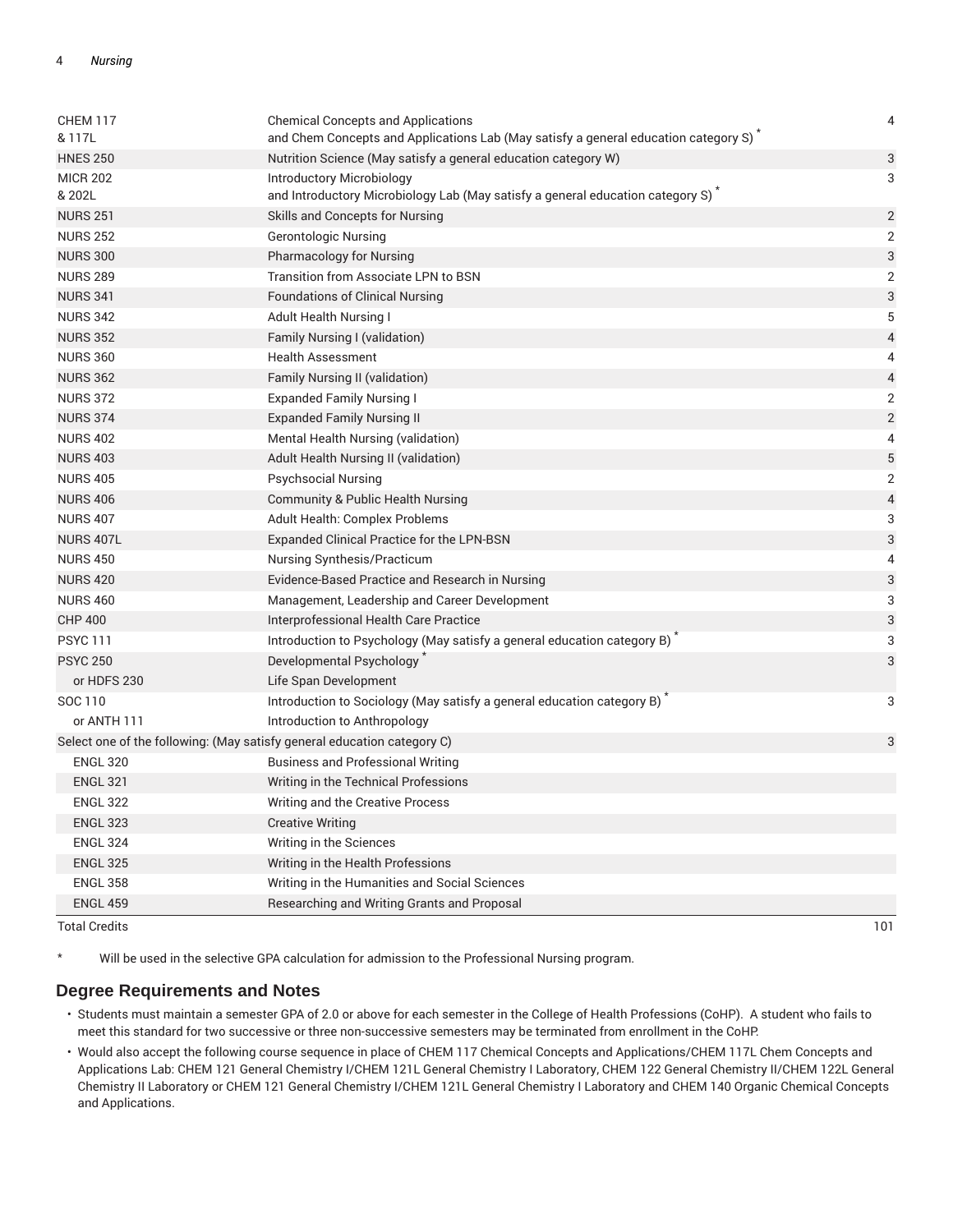| | | |
|---|---|---|
| CHEM 117 & 117L | Chemical Concepts and Applications and Chem Concepts and Applications Lab (May satisfy a general education category S) * | 4 |
| HNES 250 | Nutrition Science (May satisfy a general education category W) | 3 |
| MICR 202 & 202L | Introductory Microbiology and Introductory Microbiology Lab (May satisfy a general education category S) * | 3 |
| NURS 251 | Skills and Concepts for Nursing | 2 |
| NURS 252 | Gerontologic Nursing | 2 |
| NURS 300 | Pharmacology for Nursing | 3 |
| NURS 289 | Transition from Associate LPN to BSN | 2 |
| NURS 341 | Foundations of Clinical Nursing | 3 |
| NURS 342 | Adult Health Nursing I | 5 |
| NURS 352 | Family Nursing I (validation) | 4 |
| NURS 360 | Health Assessment | 4 |
| NURS 362 | Family Nursing II (validation) | 4 |
| NURS 372 | Expanded Family Nursing I | 2 |
| NURS 374 | Expanded Family Nursing II | 2 |
| NURS 402 | Mental Health Nursing (validation) | 4 |
| NURS 403 | Adult Health Nursing II (validation) | 5 |
| NURS 405 | Psychsocial Nursing | 2 |
| NURS 406 | Community & Public Health Nursing | 4 |
| NURS 407 | Adult Health: Complex Problems | 3 |
| NURS 407L | Expanded Clinical Practice for the LPN-BSN | 3 |
| NURS 450 | Nursing Synthesis/Practicum | 4 |
| NURS 420 | Evidence-Based Practice and Research in Nursing | 3 |
| NURS 460 | Management, Leadership and Career Development | 3 |
| CHP 400 | Interprofessional Health Care Practice | 3 |
| PSYC 111 | Introduction to Psychology (May satisfy a general education category B) * | 3 |
| PSYC 250 | Developmental Psychology * | 3 |
| or HDFS 230 | Life Span Development | |
| SOC 110 | Introduction to Sociology (May satisfy a general education category B) * | 3 |
| or ANTH 111 | Introduction to Anthropology | |
| Select one of the following: (May satisfy a general education category C) | | 3 |
| ENGL 320 | Business and Professional Writing | |
| ENGL 321 | Writing in the Technical Professions | |
| ENGL 322 | Writing and the Creative Process | |
| ENGL 323 | Creative Writing | |
| ENGL 324 | Writing in the Sciences | |
| ENGL 325 | Writing in the Health Professions | |
| ENGL 358 | Writing in the Humanities and Social Sciences | |
| ENGL 459 | Researching and Writing Grants and Proposal | |
| Total Credits | | 101 |

\* Will be used in the selective GPA calculation for admission to the Professional Nursing program.

## Degree Requirements and Notes

- Students must maintain a semester GPA of 2.0 or above for each semester in the College of Health Professions (CoHP). A student who fails to meet this standard for two successive or three non-successive semesters may be terminated from enrollment in the CoHP.
- Would also accept the following course sequence in place of CHEM 117 Chemical Concepts and Applications/CHEM 117L Chem Concepts and Applications Lab: CHEM 121 General Chemistry I/CHEM 121L General Chemistry I Laboratory, CHEM 122 General Chemistry II/CHEM 122L General Chemistry II Laboratory or CHEM 121 General Chemistry I/CHEM 121L General Chemistry I Laboratory and CHEM 140 Organic Chemical Concepts and Applications.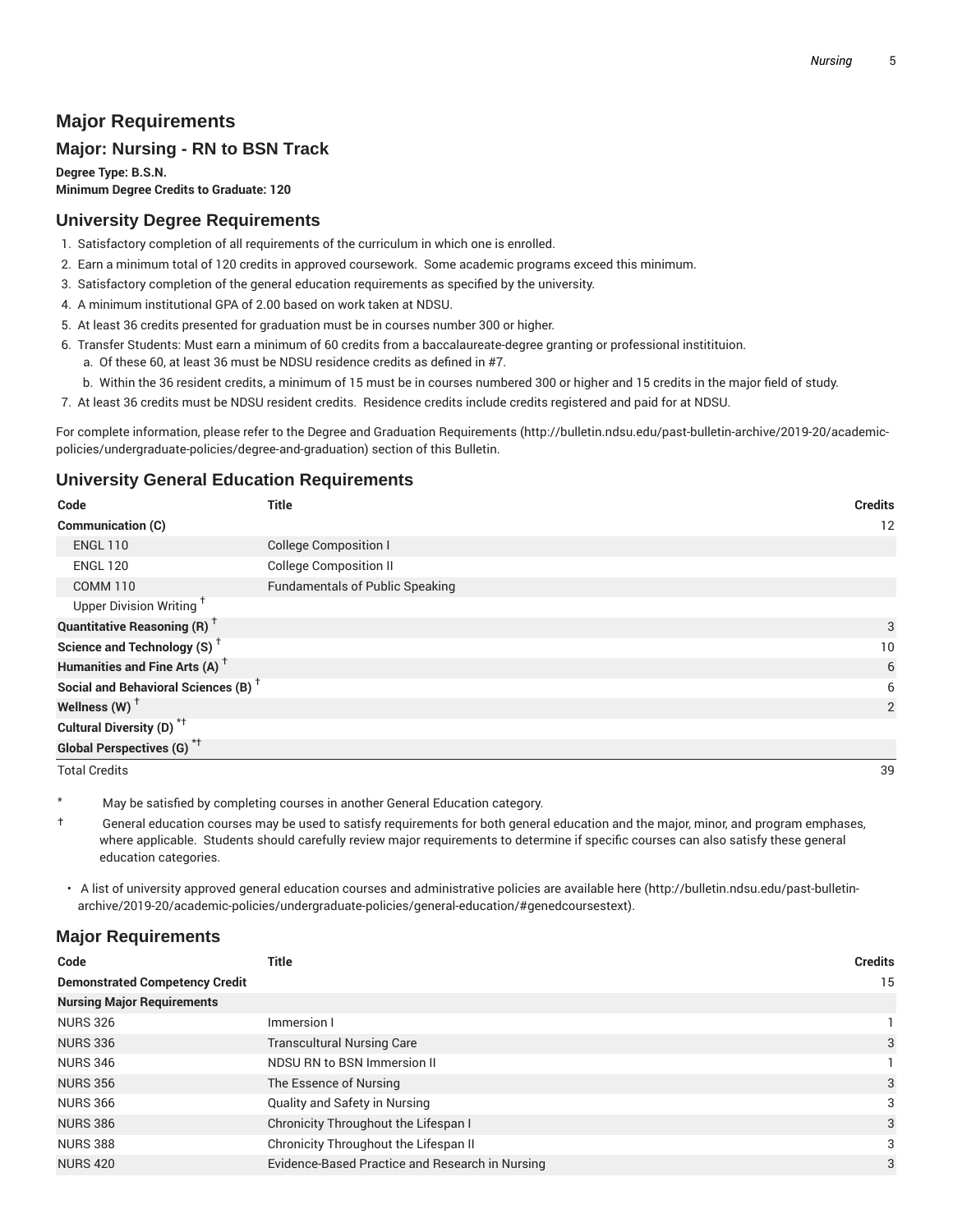## Major Requirements

### Major: Nursing - RN to BSN Track

**Degree Type: B.S.N.**
**Minimum Degree Credits to Graduate: 120**

### University Degree Requirements

1. Satisfactory completion of all requirements of the curriculum in which one is enrolled.
2. Earn a minimum total of 120 credits in approved coursework. Some academic programs exceed this minimum.
3. Satisfactory completion of the general education requirements as specified by the university.
4. A minimum institutional GPA of 2.00 based on work taken at NDSU.
5. At least 36 credits presented for graduation must be in courses number 300 or higher.
6. Transfer Students: Must earn a minimum of 60 credits from a baccalaureate-degree granting or professional instititution.
   a. Of these 60, at least 36 must be NDSU residence credits as defined in #7.
   b. Within the 36 resident credits, a minimum of 15 must be in courses numbered 300 or higher and 15 credits in the major field of study.
7. At least 36 credits must be NDSU resident credits. Residence credits include credits registered and paid for at NDSU.

For complete information, please refer to the Degree and Graduation Requirements (http://bulletin.ndsu.edu/past-bulletin-archive/2019-20/academic-policies/undergraduate-policies/degree-and-graduation) section of this Bulletin.

### University General Education Requirements

| Code | Title | Credits |
|---|---|---|
| **Communication (C)** | | 12 |
| ENGL 110 | College Composition I | |
| ENGL 120 | College Composition II | |
| COMM 110 | Fundamentals of Public Speaking | |
| Upper Division Writing † | | |
| **Quantitative Reasoning (R) †** | | 3 |
| **Science and Technology (S) †** | | 10 |
| **Humanities and Fine Arts (A) †** | | 6 |
| **Social and Behavioral Sciences (B) †** | | 6 |
| **Wellness (W) †** | | 2 |
| **Cultural Diversity (D) *†** | | |
| **Global Perspectives (G) *†** | | |
| Total Credits | | 39 |

\* May be satisfied by completing courses in another General Education category.

† General education courses may be used to satisfy requirements for both general education and the major, minor, and program emphases, where applicable. Students should carefully review major requirements to determine if specific courses can also satisfy these general education categories.

- A list of university approved general education courses and administrative policies are available here (http://bulletin.ndsu.edu/past-bulletin-archive/2019-20/academic-policies/undergraduate-policies/general-education/#genedcoursestext).

### Major Requirements

| Code | Title | Credits |
|---|---|---|
| **Demonstrated Competency Credit** | | 15 |
| **Nursing Major Requirements** | | |
| NURS 326 | Immersion I | 1 |
| NURS 336 | Transcultural Nursing Care | 3 |
| NURS 346 | NDSU RN to BSN Immersion II | 1 |
| NURS 356 | The Essence of Nursing | 3 |
| NURS 366 | Quality and Safety in Nursing | 3 |
| NURS 386 | Chronicity Throughout the Lifespan I | 3 |
| NURS 388 | Chronicity Throughout the Lifespan II | 3 |
| NURS 420 | Evidence-Based Practice and Research in Nursing | 3 |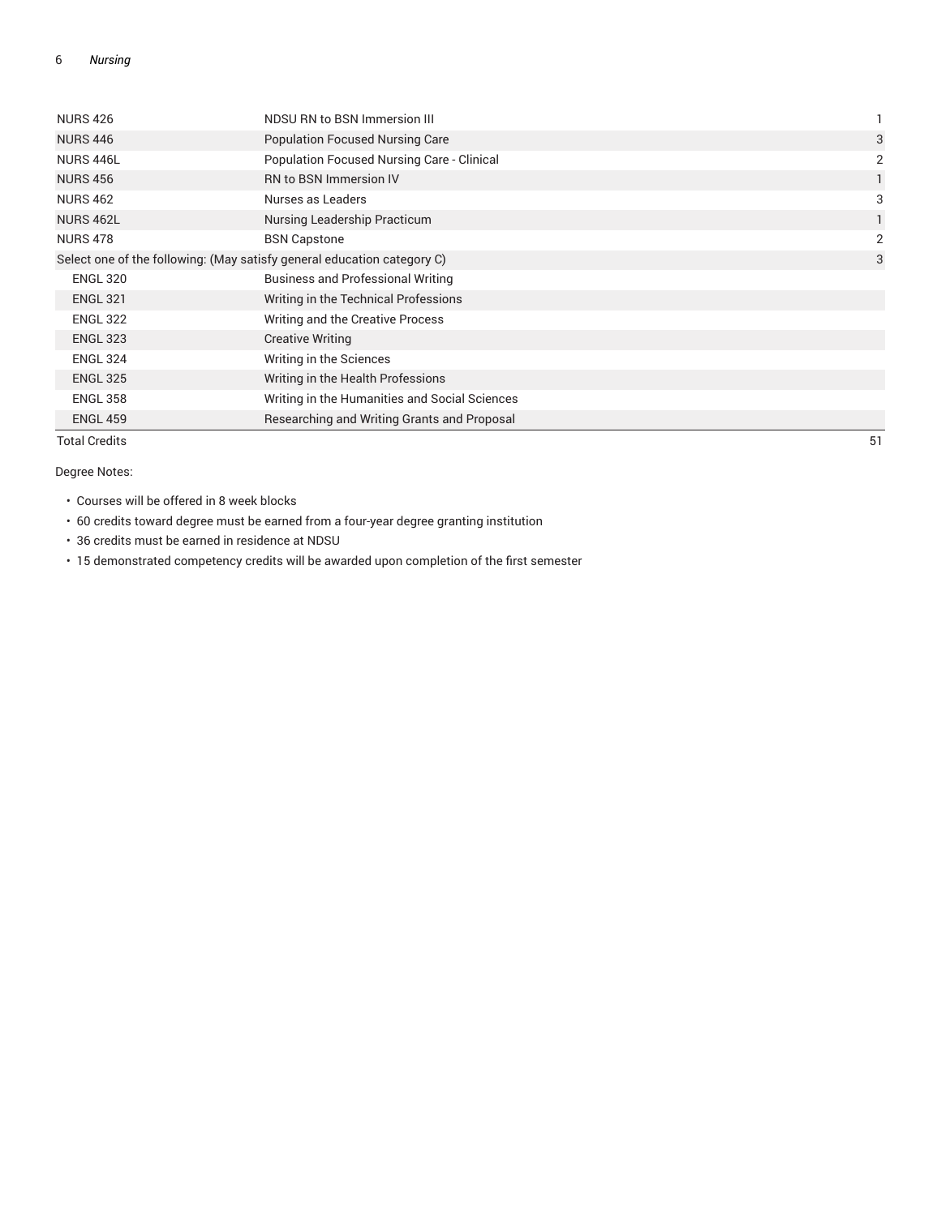| | | |
|---|---|---|
| NURS 426 | NDSU RN to BSN Immersion III | 1 |
| NURS 446 | Population Focused Nursing Care | 3 |
| NURS 446L | Population Focused Nursing Care - Clinical | 2 |
| NURS 456 | RN to BSN Immersion IV | 1 |
| NURS 462 | Nurses as Leaders | 3 |
| NURS 462L | Nursing Leadership Practicum | 1 |
| NURS 478 | BSN Capstone | 2 |
| Select one of the following: (May satisfy general education category C) | | 3 |
| ENGL 320 | Business and Professional Writing | |
| ENGL 321 | Writing in the Technical Professions | |
| ENGL 322 | Writing and the Creative Process | |
| ENGL 323 | Creative Writing | |
| ENGL 324 | Writing in the Sciences | |
| ENGL 325 | Writing in the Health Professions | |
| ENGL 358 | Writing in the Humanities and Social Sciences | |
| ENGL 459 | Researching and Writing Grants and Proposal | |
| Total Credits | | 51 |

Degree Notes:

- Courses will be offered in 8 week blocks
- 60 credits toward degree must be earned from a four-year degree granting institution
- 36 credits must be earned in residence at NDSU
- 15 demonstrated competency credits will be awarded upon completion of the first semester